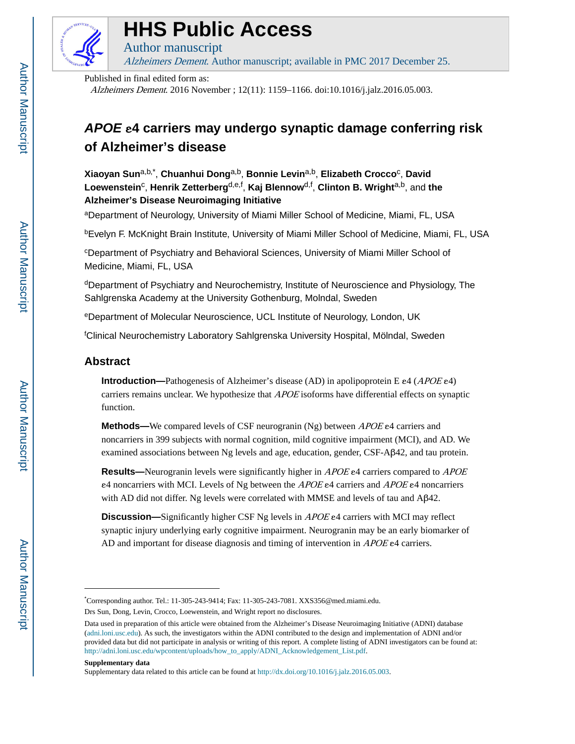# HHS Public Access

Author manuscript

*Alzheimers Dement*. Author manuscript; available in PMC 2017 December 25.

Published in final edited form as:

*Alzheimers Dement*. 2016 November ; 12(11): 1159–1166. doi:10.1016/j.jalz.2016.05.003.

# *APOE* ε4 carriers may undergo synaptic damage conferring risk of Alzheimer's disease

**Xiaoyan Sun**[a,b,*], **Chuanhui Dong**[a,b], **Bonnie Levin**[a,b], **Elizabeth Crocco**[c], **David Loewenstein**[c], **Henrik Zetterberg**[d,e,f], **Kaj Blennow**[d,f], **Clinton B. Wright**[a,b], and **the Alzheimer's Disease Neuroimaging Initiative**

[a]Department of Neurology, University of Miami Miller School of Medicine, Miami, FL, USA

[b]Evelyn F. McKnight Brain Institute, University of Miami Miller School of Medicine, Miami, FL, USA

[c]Department of Psychiatry and Behavioral Sciences, University of Miami Miller School of Medicine, Miami, FL, USA

[d]Department of Psychiatry and Neurochemistry, Institute of Neuroscience and Physiology, The Sahlgrenska Academy at the University Gothenburg, Molndal, Sweden

[e]Department of Molecular Neuroscience, UCL Institute of Neurology, London, UK

[f]Clinical Neurochemistry Laboratory Sahlgrenska University Hospital, Mölndal, Sweden

## Abstract

**Introduction—**Pathogenesis of Alzheimer's disease (AD) in apolipoprotein E ε4 (*APOE* ε4) carriers remains unclear. We hypothesize that *APOE* isoforms have differential effects on synaptic function.

**Methods—**We compared levels of CSF neurogranin (Ng) between *APOE* ε4 carriers and noncarriers in 399 subjects with normal cognition, mild cognitive impairment (MCI), and AD. We examined associations between Ng levels and age, education, gender, CSF-Aβ42, and tau protein.

**Results—**Neurogranin levels were significantly higher in *APOE* ε4 carriers compared to *APOE* ε4 noncarriers with MCI. Levels of Ng between the *APOE* ε4 carriers and *APOE* ε4 noncarriers with AD did not differ. Ng levels were correlated with MMSE and levels of tau and Aβ42.

**Discussion—**Significantly higher CSF Ng levels in *APOE* ε4 carriers with MCI may reflect synaptic injury underlying early cognitive impairment. Neurogranin may be an early biomarker of AD and important for disease diagnosis and timing of intervention in *APOE* ε4 carriers.

---

*Corresponding author. Tel.: 11-305-243-9414; Fax: 11-305-243-7081. XXS356@med.miami.edu.

Drs Sun, Dong, Levin, Crocco, Loewenstein, and Wright report no disclosures.

Data used in preparation of this article were obtained from the Alzheimer's Disease Neuroimaging Initiative (ADNI) database (adni.loni.usc.edu). As such, the investigators within the ADNI contributed to the design and implementation of ADNI and/or provided data but did not participate in analysis or writing of this report. A complete listing of ADNI investigators can be found at: http://adni.loni.usc.edu/wpcontent/uploads/how_to_apply/ADNI_Acknowledgement_List.pdf.

**Supplementary data**

Supplementary data related to this article can be found at http://dx.doi.org/10.1016/j.jalz.2016.05.003.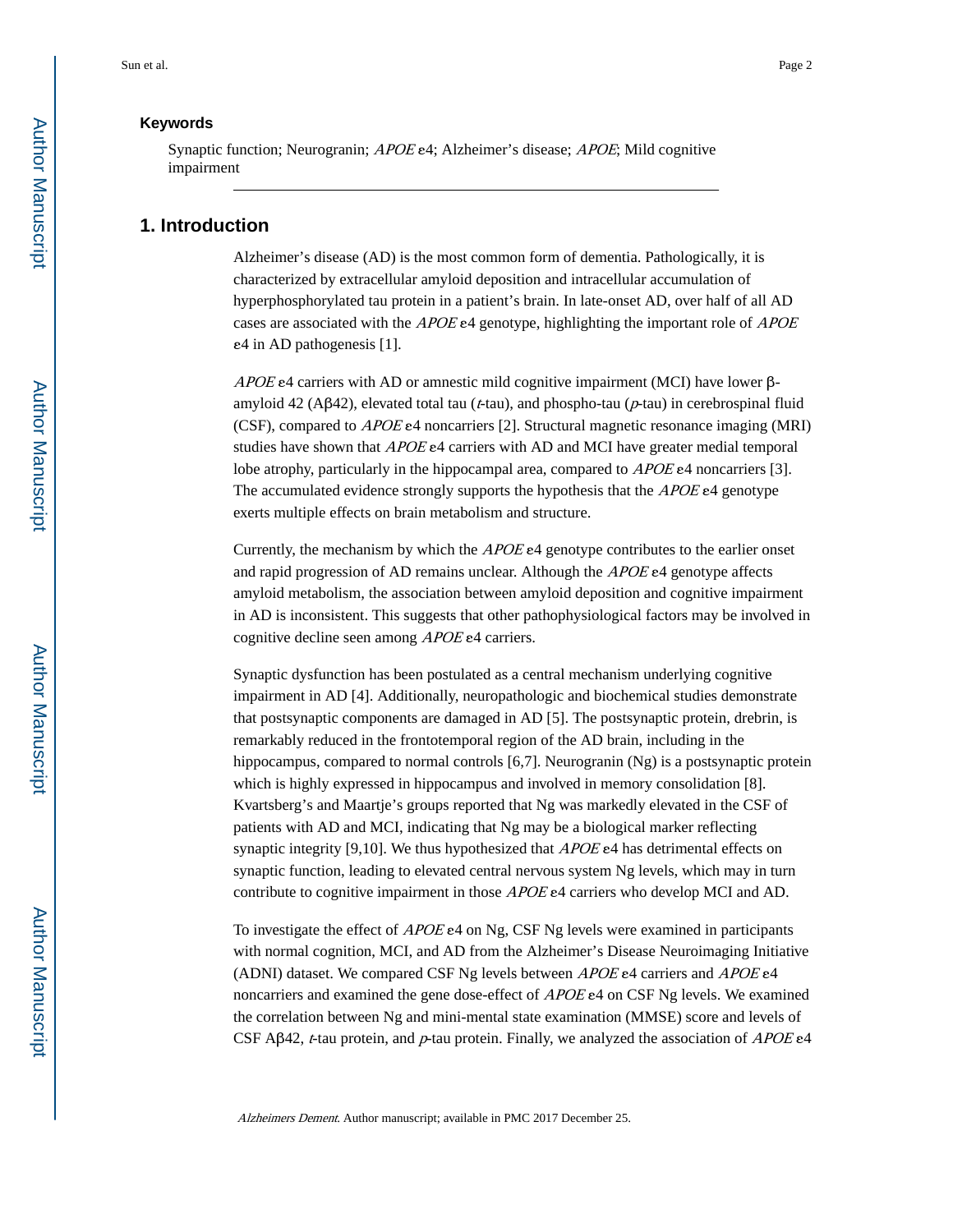### Keywords

Synaptic function; Neurogranin; *APOE* ε4; Alzheimer's disease; *APOE*; Mild cognitive impairment

## 1. Introduction

Alzheimer's disease (AD) is the most common form of dementia. Pathologically, it is characterized by extracellular amyloid deposition and intracellular accumulation of hyperphosphorylated tau protein in a patient's brain. In late-onset AD, over half of all AD cases are associated with the *APOE* ε4 genotype, highlighting the important role of *APOE* ε4 in AD pathogenesis [1].

*APOE* ε4 carriers with AD or amnestic mild cognitive impairment (MCI) have lower β-amyloid 42 (Aβ42), elevated total tau (*t*-tau), and phospho-tau (*p*-tau) in cerebrospinal fluid (CSF), compared to *APOE* ε4 noncarriers [2]. Structural magnetic resonance imaging (MRI) studies have shown that *APOE* ε4 carriers with AD and MCI have greater medial temporal lobe atrophy, particularly in the hippocampal area, compared to *APOE* ε4 noncarriers [3]. The accumulated evidence strongly supports the hypothesis that the *APOE* ε4 genotype exerts multiple effects on brain metabolism and structure.

Currently, the mechanism by which the *APOE* ε4 genotype contributes to the earlier onset and rapid progression of AD remains unclear. Although the *APOE* ε4 genotype affects amyloid metabolism, the association between amyloid deposition and cognitive impairment in AD is inconsistent. This suggests that other pathophysiological factors may be involved in cognitive decline seen among *APOE* ε4 carriers.

Synaptic dysfunction has been postulated as a central mechanism underlying cognitive impairment in AD [4]. Additionally, neuropathologic and biochemical studies demonstrate that postsynaptic components are damaged in AD [5]. The postsynaptic protein, drebrin, is remarkably reduced in the frontotemporal region of the AD brain, including in the hippocampus, compared to normal controls [6,7]. Neurogranin (Ng) is a postsynaptic protein which is highly expressed in hippocampus and involved in memory consolidation [8]. Kvartsberg's and Maartje's groups reported that Ng was markedly elevated in the CSF of patients with AD and MCI, indicating that Ng may be a biological marker reflecting synaptic integrity [9,10]. We thus hypothesized that *APOE* ε4 has detrimental effects on synaptic function, leading to elevated central nervous system Ng levels, which may in turn contribute to cognitive impairment in those *APOE* ε4 carriers who develop MCI and AD.

To investigate the effect of *APOE* ε4 on Ng, CSF Ng levels were examined in participants with normal cognition, MCI, and AD from the Alzheimer's Disease Neuroimaging Initiative (ADNI) dataset. We compared CSF Ng levels between *APOE* ε4 carriers and *APOE* ε4 noncarriers and examined the gene dose-effect of *APOE* ε4 on CSF Ng levels. We examined the correlation between Ng and mini-mental state examination (MMSE) score and levels of CSF Aβ42, *t*-tau protein, and *p*-tau protein. Finally, we analyzed the association of *APOE* ε4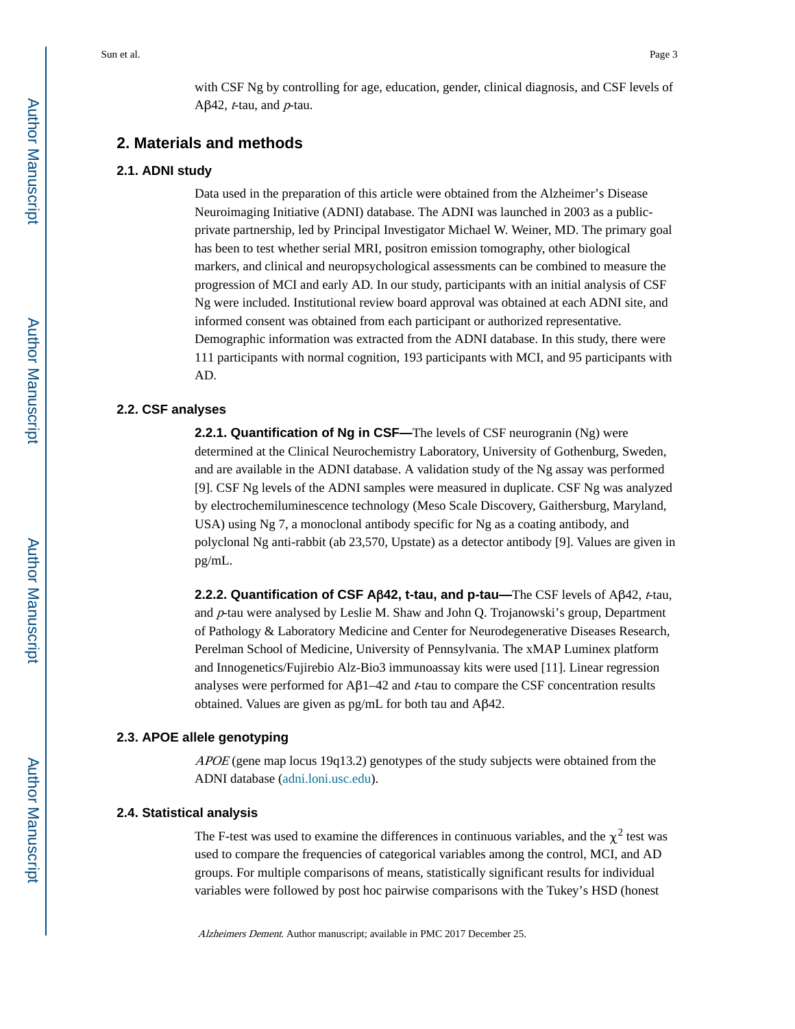with CSF Ng by controlling for age, education, gender, clinical diagnosis, and CSF levels of Aβ42, *t*-tau, and *p*-tau.

## 2. Materials and methods

### 2.1. ADNI study

Data used in the preparation of this article were obtained from the Alzheimer's Disease Neuroimaging Initiative (ADNI) database. The ADNI was launched in 2003 as a public-private partnership, led by Principal Investigator Michael W. Weiner, MD. The primary goal has been to test whether serial MRI, positron emission tomography, other biological markers, and clinical and neuropsychological assessments can be combined to measure the progression of MCI and early AD. In our study, participants with an initial analysis of CSF Ng were included. Institutional review board approval was obtained at each ADNI site, and informed consent was obtained from each participant or authorized representative. Demographic information was extracted from the ADNI database. In this study, there were 111 participants with normal cognition, 193 participants with MCI, and 95 participants with AD.

### 2.2. CSF analyses

**2.2.1. Quantification of Ng in CSF—**The levels of CSF neurogranin (Ng) were determined at the Clinical Neurochemistry Laboratory, University of Gothenburg, Sweden, and are available in the ADNI database. A validation study of the Ng assay was performed [9]. CSF Ng levels of the ADNI samples were measured in duplicate. CSF Ng was analyzed by electrochemiluminescence technology (Meso Scale Discovery, Gaithersburg, Maryland, USA) using Ng 7, a monoclonal antibody specific for Ng as a coating antibody, and polyclonal Ng anti-rabbit (ab 23,570, Upstate) as a detector antibody [9]. Values are given in pg/mL.

**2.2.2. Quantification of CSF Aβ42, t-tau, and p-tau—**The CSF levels of Aβ42, *t*-tau, and *p*-tau were analysed by Leslie M. Shaw and John Q. Trojanowski's group, Department of Pathology & Laboratory Medicine and Center for Neurodegenerative Diseases Research, Perelman School of Medicine, University of Pennsylvania. The xMAP Luminex platform and Innogenetics/Fujirebio Alz-Bio3 immunoassay kits were used [11]. Linear regression analyses were performed for Aβ1–42 and *t*-tau to compare the CSF concentration results obtained. Values are given as pg/mL for both tau and Aβ42.

### 2.3. APOE allele genotyping

*APOE* (gene map locus 19q13.2) genotypes of the study subjects were obtained from the ADNI database (adni.loni.usc.edu).

### 2.4. Statistical analysis

The F-test was used to examine the differences in continuous variables, and the $\chi^2$ test was used to compare the frequencies of categorical variables among the control, MCI, and AD groups. For multiple comparisons of means, statistically significant results for individual variables were followed by post hoc pairwise comparisons with the Tukey's HSD (honest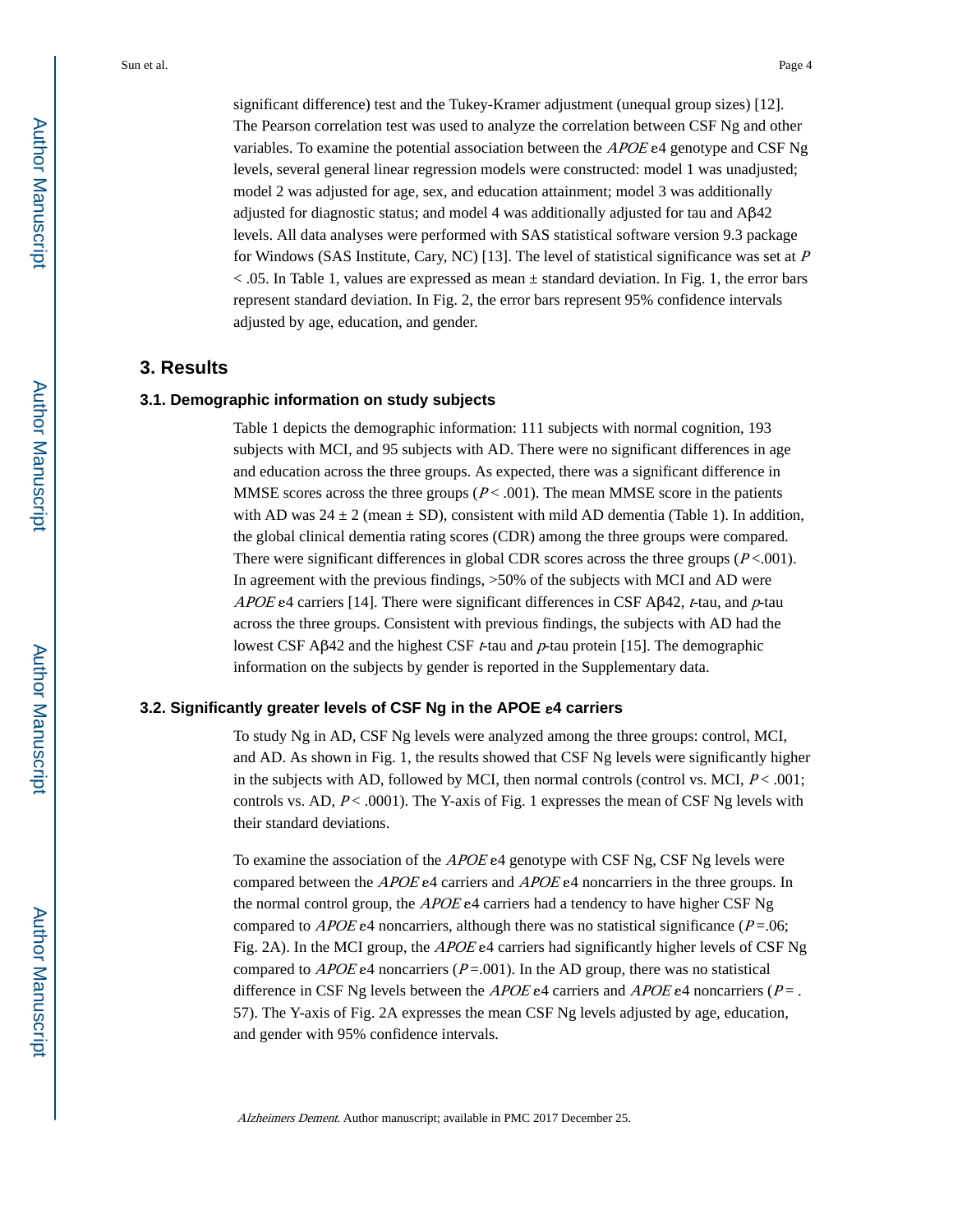significant difference) test and the Tukey-Kramer adjustment (unequal group sizes) [12]. The Pearson correlation test was used to analyze the correlation between CSF Ng and other variables. To examine the potential association between the *APOE* ε4 genotype and CSF Ng levels, several general linear regression models were constructed: model 1 was unadjusted; model 2 was adjusted for age, sex, and education attainment; model 3 was additionally adjusted for diagnostic status; and model 4 was additionally adjusted for tau and Aβ42 levels. All data analyses were performed with SAS statistical software version 9.3 package for Windows (SAS Institute, Cary, NC) [13]. The level of statistical significance was set at $P < .05$. In Table 1, values are expressed as mean ± standard deviation. In Fig. 1, the error bars represent standard deviation. In Fig. 2, the error bars represent 95% confidence intervals adjusted by age, education, and gender.

## 3. Results

### 3.1. Demographic information on study subjects

Table 1 depicts the demographic information: 111 subjects with normal cognition, 193 subjects with MCI, and 95 subjects with AD. There were no significant differences in age and education across the three groups. As expected, there was a significant difference in MMSE scores across the three groups ($P < .001$). The mean MMSE score in the patients with AD was 24 ± 2 (mean ± SD), consistent with mild AD dementia (Table 1). In addition, the global clinical dementia rating scores (CDR) among the three groups were compared. There were significant differences in global CDR scores across the three groups ($P < .001$). In agreement with the previous findings, >50% of the subjects with MCI and AD were *APOE* ε4 carriers [14]. There were significant differences in CSF Aβ42, *t*-tau, and *p*-tau across the three groups. Consistent with previous findings, the subjects with AD had the lowest CSF Aβ42 and the highest CSF *t*-tau and *p*-tau protein [15]. The demographic information on the subjects by gender is reported in the Supplementary data.

### 3.2. Significantly greater levels of CSF Ng in the APOE ε4 carriers

To study Ng in AD, CSF Ng levels were analyzed among the three groups: control, MCI, and AD. As shown in Fig. 1, the results showed that CSF Ng levels were significantly higher in the subjects with AD, followed by MCI, then normal controls (control vs. MCI, $P < .001$; controls vs. AD, $P < .0001$). The Y-axis of Fig. 1 expresses the mean of CSF Ng levels with their standard deviations.

To examine the association of the *APOE* ε4 genotype with CSF Ng, CSF Ng levels were compared between the *APOE* ε4 carriers and *APOE* ε4 noncarriers in the three groups. In the normal control group, the *APOE* ε4 carriers had a tendency to have higher CSF Ng compared to *APOE* ε4 noncarriers, although there was no statistical significance ($P = .06$; Fig. 2A). In the MCI group, the *APOE* ε4 carriers had significantly higher levels of CSF Ng compared to *APOE* ε4 noncarriers ($P = .001$). In the AD group, there was no statistical difference in CSF Ng levels between the *APOE* ε4 carriers and *APOE* ε4 noncarriers ($P = .57$). The Y-axis of Fig. 2A expresses the mean CSF Ng levels adjusted by age, education, and gender with 95% confidence intervals.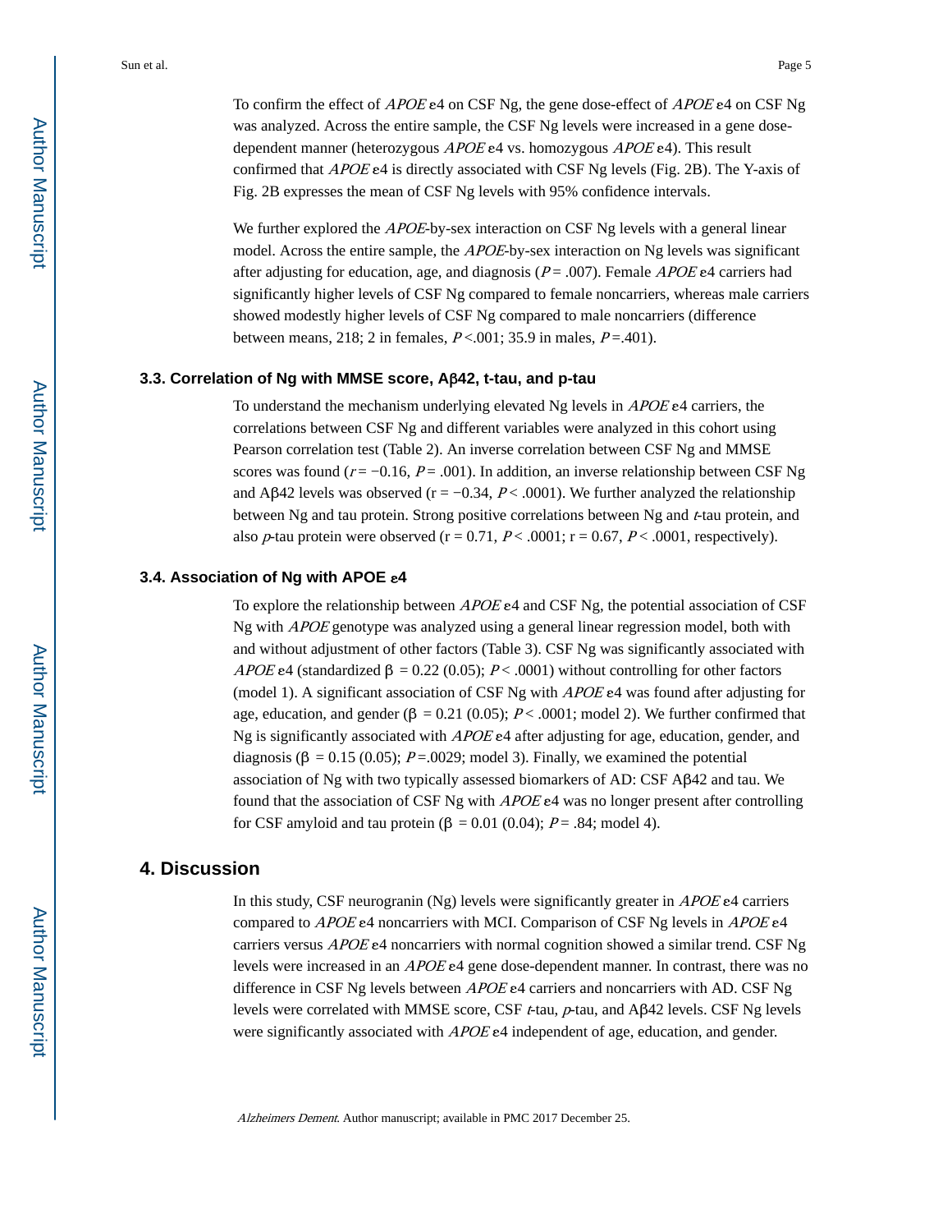To confirm the effect of *APOE* ε4 on CSF Ng, the gene dose-effect of *APOE* ε4 on CSF Ng was analyzed. Across the entire sample, the CSF Ng levels were increased in a gene dose-dependent manner (heterozygous *APOE* ε4 vs. homozygous *APOE* ε4). This result confirmed that *APOE* ε4 is directly associated with CSF Ng levels (Fig. 2B). The Y-axis of Fig. 2B expresses the mean of CSF Ng levels with 95% confidence intervals.

We further explored the *APOE*-by-sex interaction on CSF Ng levels with a general linear model. Across the entire sample, the *APOE*-by-sex interaction on Ng levels was significant after adjusting for education, age, and diagnosis ($P = .007$). Female *APOE* ε4 carriers had significantly higher levels of CSF Ng compared to female noncarriers, whereas male carriers showed modestly higher levels of CSF Ng compared to male noncarriers (difference between means, 218; 2 in females, $P < .001$; 35.9 in males, $P = .401$).

### 3.3. Correlation of Ng with MMSE score, Aβ42, t-tau, and p-tau

To understand the mechanism underlying elevated Ng levels in *APOE* ε4 carriers, the correlations between CSF Ng and different variables were analyzed in this cohort using Pearson correlation test (Table 2). An inverse correlation between CSF Ng and MMSE scores was found ($r = -0.16$, $P = .001$). In addition, an inverse relationship between CSF Ng and Aβ42 levels was observed ($r = -0.34$, $P < .0001$). We further analyzed the relationship between Ng and tau protein. Strong positive correlations between Ng and *t*-tau protein, and also *p*-tau protein were observed ($r = 0.71$, $P < .0001$; $r = 0.67$, $P < .0001$, respectively).

### 3.4. Association of Ng with APOE ε4

To explore the relationship between *APOE* ε4 and CSF Ng, the potential association of CSF Ng with *APOE* genotype was analyzed using a general linear regression model, both with and without adjustment of other factors (Table 3). CSF Ng was significantly associated with *APOE* ε4 (standardized $\beta = 0.22$ (0.05); $P < .0001$) without controlling for other factors (model 1). A significant association of CSF Ng with *APOE* ε4 was found after adjusting for age, education, and gender ($\beta = 0.21$ (0.05); $P < .0001$; model 2). We further confirmed that Ng is significantly associated with *APOE* ε4 after adjusting for age, education, gender, and diagnosis ($\beta = 0.15$ (0.05); $P = .0029$; model 3). Finally, we examined the potential association of Ng with two typically assessed biomarkers of AD: CSF Aβ42 and tau. We found that the association of CSF Ng with *APOE* ε4 was no longer present after controlling for CSF amyloid and tau protein ($\beta = 0.01$ (0.04); $P = .84$; model 4).

## 4. Discussion

In this study, CSF neurogranin (Ng) levels were significantly greater in *APOE* ε4 carriers compared to *APOE* ε4 noncarriers with MCI. Comparison of CSF Ng levels in *APOE* ε4 carriers versus *APOE* ε4 noncarriers with normal cognition showed a similar trend. CSF Ng levels were increased in an *APOE* ε4 gene dose-dependent manner. In contrast, there was no difference in CSF Ng levels between *APOE* ε4 carriers and noncarriers with AD. CSF Ng levels were correlated with MMSE score, CSF *t*-tau, *p*-tau, and Aβ42 levels. CSF Ng levels were significantly associated with *APOE* ε4 independent of age, education, and gender.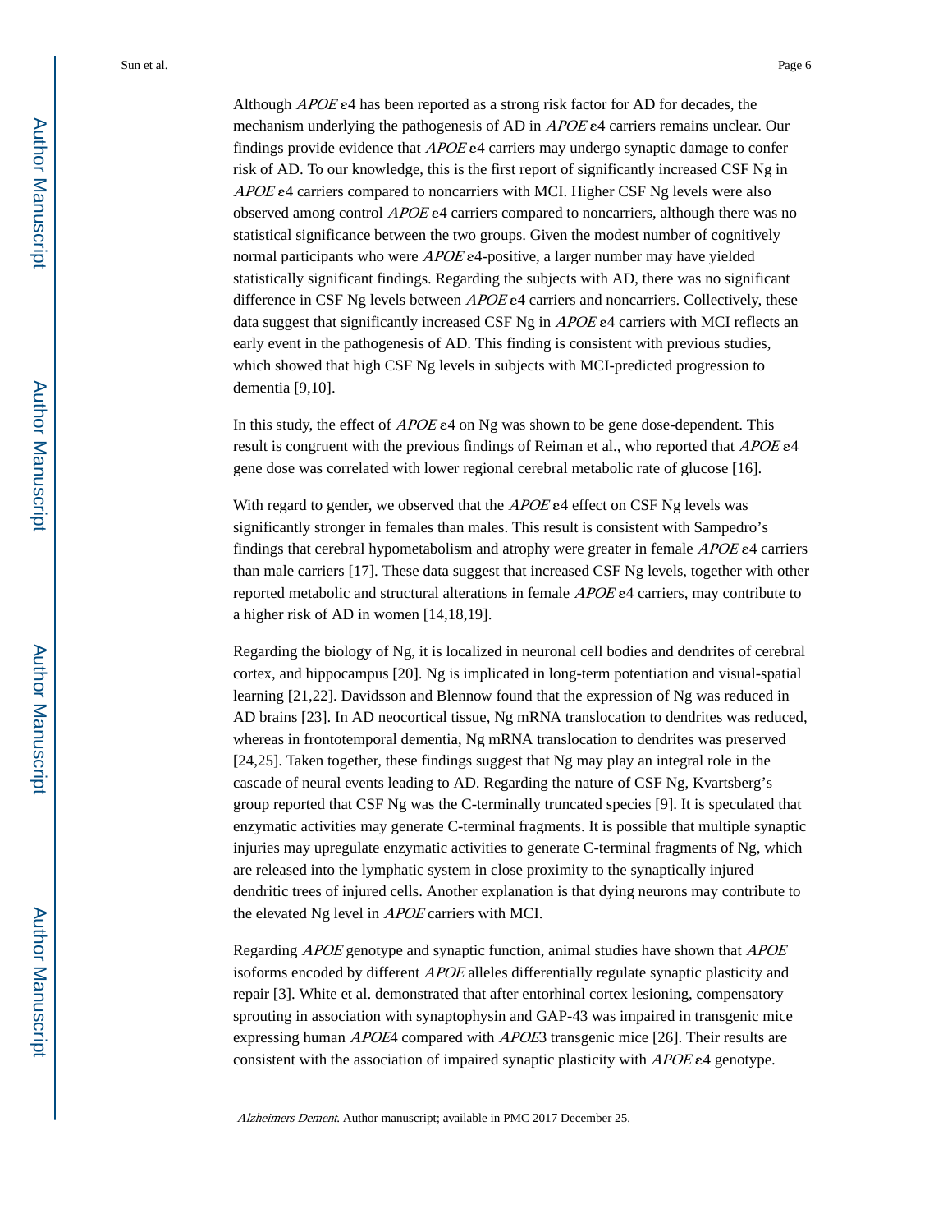Although *APOE* ε4 has been reported as a strong risk factor for AD for decades, the mechanism underlying the pathogenesis of AD in *APOE* ε4 carriers remains unclear. Our findings provide evidence that *APOE* ε4 carriers may undergo synaptic damage to confer risk of AD. To our knowledge, this is the first report of significantly increased CSF Ng in *APOE* ε4 carriers compared to noncarriers with MCI. Higher CSF Ng levels were also observed among control *APOE* ε4 carriers compared to noncarriers, although there was no statistical significance between the two groups. Given the modest number of cognitively normal participants who were *APOE* ε4-positive, a larger number may have yielded statistically significant findings. Regarding the subjects with AD, there was no significant difference in CSF Ng levels between *APOE* ε4 carriers and noncarriers. Collectively, these data suggest that significantly increased CSF Ng in *APOE* ε4 carriers with MCI reflects an early event in the pathogenesis of AD. This finding is consistent with previous studies, which showed that high CSF Ng levels in subjects with MCI-predicted progression to dementia [9,10].

In this study, the effect of *APOE* ε4 on Ng was shown to be gene dose-dependent. This result is congruent with the previous findings of Reiman et al., who reported that *APOE* ε4 gene dose was correlated with lower regional cerebral metabolic rate of glucose [16].

With regard to gender, we observed that the *APOE* ε4 effect on CSF Ng levels was significantly stronger in females than males. This result is consistent with Sampedro's findings that cerebral hypometabolism and atrophy were greater in female *APOE* ε4 carriers than male carriers [17]. These data suggest that increased CSF Ng levels, together with other reported metabolic and structural alterations in female *APOE* ε4 carriers, may contribute to a higher risk of AD in women [14,18,19].

Regarding the biology of Ng, it is localized in neuronal cell bodies and dendrites of cerebral cortex, and hippocampus [20]. Ng is implicated in long-term potentiation and visual-spatial learning [21,22]. Davidsson and Blennow found that the expression of Ng was reduced in AD brains [23]. In AD neocortical tissue, Ng mRNA translocation to dendrites was reduced, whereas in frontotemporal dementia, Ng mRNA translocation to dendrites was preserved [24,25]. Taken together, these findings suggest that Ng may play an integral role in the cascade of neural events leading to AD. Regarding the nature of CSF Ng, Kvartsberg's group reported that CSF Ng was the C-terminally truncated species [9]. It is speculated that enzymatic activities may generate C-terminal fragments. It is possible that multiple synaptic injuries may upregulate enzymatic activities to generate C-terminal fragments of Ng, which are released into the lymphatic system in close proximity to the synaptically injured dendritic trees of injured cells. Another explanation is that dying neurons may contribute to the elevated Ng level in *APOE* carriers with MCI.

Regarding *APOE* genotype and synaptic function, animal studies have shown that *APOE* isoforms encoded by different *APOE* alleles differentially regulate synaptic plasticity and repair [3]. White et al. demonstrated that after entorhinal cortex lesioning, compensatory sprouting in association with synaptophysin and GAP-43 was impaired in transgenic mice expressing human *APOE*4 compared with *APOE*3 transgenic mice [26]. Their results are consistent with the association of impaired synaptic plasticity with *APOE* ε4 genotype.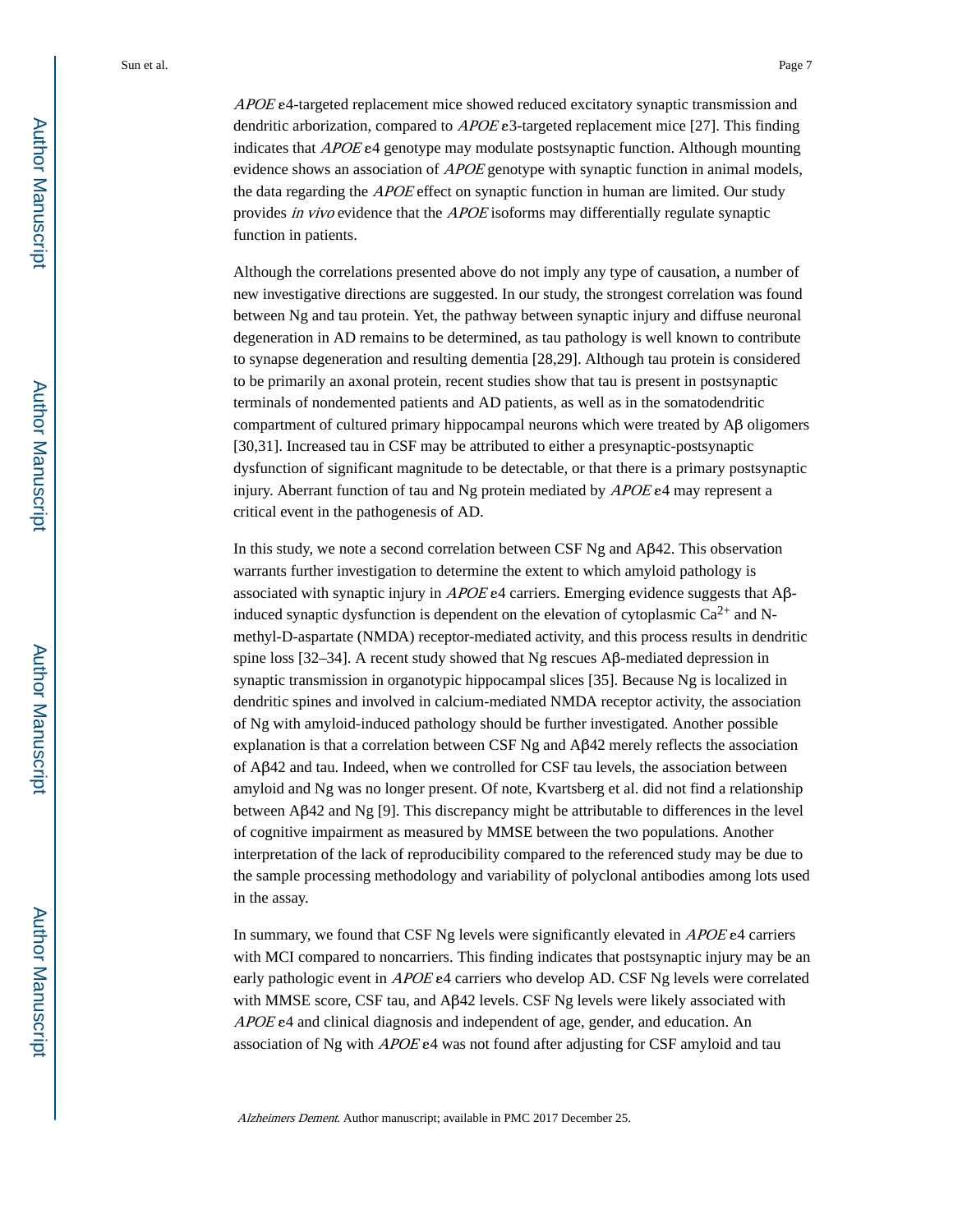*APOE* ε4-targeted replacement mice showed reduced excitatory synaptic transmission and dendritic arborization, compared to *APOE* ε3-targeted replacement mice [27]. This finding indicates that *APOE* ε4 genotype may modulate postsynaptic function. Although mounting evidence shows an association of *APOE* genotype with synaptic function in animal models, the data regarding the *APOE* effect on synaptic function in human are limited. Our study provides *in vivo* evidence that the *APOE* isoforms may differentially regulate synaptic function in patients.

Although the correlations presented above do not imply any type of causation, a number of new investigative directions are suggested. In our study, the strongest correlation was found between Ng and tau protein. Yet, the pathway between synaptic injury and diffuse neuronal degeneration in AD remains to be determined, as tau pathology is well known to contribute to synapse degeneration and resulting dementia [28,29]. Although tau protein is considered to be primarily an axonal protein, recent studies show that tau is present in postsynaptic terminals of nondemented patients and AD patients, as well as in the somatodendritic compartment of cultured primary hippocampal neurons which were treated by Aβ oligomers [30,31]. Increased tau in CSF may be attributed to either a presynaptic-postsynaptic dysfunction of significant magnitude to be detectable, or that there is a primary postsynaptic injury. Aberrant function of tau and Ng protein mediated by *APOE* ε4 may represent a critical event in the pathogenesis of AD.

In this study, we note a second correlation between CSF Ng and Aβ42. This observation warrants further investigation to determine the extent to which amyloid pathology is associated with synaptic injury in *APOE* ε4 carriers. Emerging evidence suggests that Aβ-induced synaptic dysfunction is dependent on the elevation of cytoplasmic $Ca^{2+}$ and N-methyl-D-aspartate (NMDA) receptor-mediated activity, and this process results in dendritic spine loss [32–34]. A recent study showed that Ng rescues Aβ-mediated depression in synaptic transmission in organotypic hippocampal slices [35]. Because Ng is localized in dendritic spines and involved in calcium-mediated NMDA receptor activity, the association of Ng with amyloid-induced pathology should be further investigated. Another possible explanation is that a correlation between CSF Ng and Aβ42 merely reflects the association of Aβ42 and tau. Indeed, when we controlled for CSF tau levels, the association between amyloid and Ng was no longer present. Of note, Kvartsberg et al. did not find a relationship between Aβ42 and Ng [9]. This discrepancy might be attributable to differences in the level of cognitive impairment as measured by MMSE between the two populations. Another interpretation of the lack of reproducibility compared to the referenced study may be due to the sample processing methodology and variability of polyclonal antibodies among lots used in the assay.

In summary, we found that CSF Ng levels were significantly elevated in *APOE* ε4 carriers with MCI compared to noncarriers. This finding indicates that postsynaptic injury may be an early pathologic event in *APOE* ε4 carriers who develop AD. CSF Ng levels were correlated with MMSE score, CSF tau, and Aβ42 levels. CSF Ng levels were likely associated with *APOE* ε4 and clinical diagnosis and independent of age, gender, and education. An association of Ng with *APOE* ε4 was not found after adjusting for CSF amyloid and tau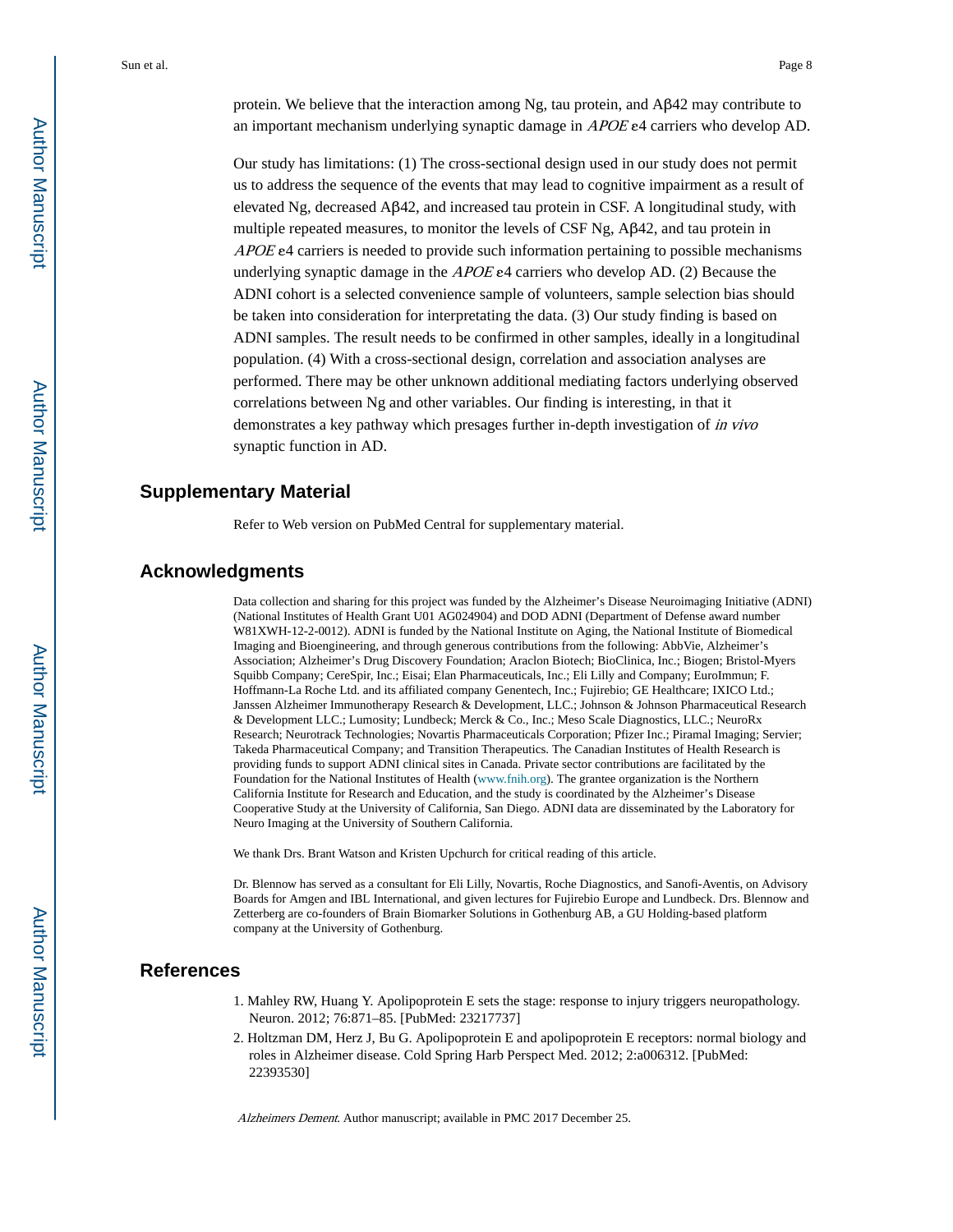protein. We believe that the interaction among Ng, tau protein, and Aβ42 may contribute to an important mechanism underlying synaptic damage in *APOE* ε4 carriers who develop AD.

Our study has limitations: (1) The cross-sectional design used in our study does not permit us to address the sequence of the events that may lead to cognitive impairment as a result of elevated Ng, decreased Aβ42, and increased tau protein in CSF. A longitudinal study, with multiple repeated measures, to monitor the levels of CSF Ng, Aβ42, and tau protein in *APOE* ε4 carriers is needed to provide such information pertaining to possible mechanisms underlying synaptic damage in the *APOE* ε4 carriers who develop AD. (2) Because the ADNI cohort is a selected convenience sample of volunteers, sample selection bias should be taken into consideration for interpretating the data. (3) Our study finding is based on ADNI samples. The result needs to be confirmed in other samples, ideally in a longitudinal population. (4) With a cross-sectional design, correlation and association analyses are performed. There may be other unknown additional mediating factors underlying observed correlations between Ng and other variables. Our finding is interesting, in that it demonstrates a key pathway which presages further in-depth investigation of *in vivo* synaptic function in AD.

## Supplementary Material

Refer to Web version on PubMed Central for supplementary material.

## Acknowledgments

Data collection and sharing for this project was funded by the Alzheimer's Disease Neuroimaging Initiative (ADNI) (National Institutes of Health Grant U01 AG024904) and DOD ADNI (Department of Defense award number W81XWH-12-2-0012). ADNI is funded by the National Institute on Aging, the National Institute of Biomedical Imaging and Bioengineering, and through generous contributions from the following: AbbVie, Alzheimer's Association; Alzheimer's Drug Discovery Foundation; Araclon Biotech; BioClinica, Inc.; Biogen; Bristol-Myers Squibb Company; CereSpir, Inc.; Eisai; Elan Pharmaceuticals, Inc.; Eli Lilly and Company; EuroImmun; F. Hoffmann-La Roche Ltd. and its affiliated company Genentech, Inc.; Fujirebio; GE Healthcare; IXICO Ltd.; Janssen Alzheimer Immunotherapy Research & Development, LLC.; Johnson & Johnson Pharmaceutical Research & Development LLC.; Lumosity; Lundbeck; Merck & Co., Inc.; Meso Scale Diagnostics, LLC.; NeuroRx Research; Neurotrack Technologies; Novartis Pharmaceuticals Corporation; Pfizer Inc.; Piramal Imaging; Servier; Takeda Pharmaceutical Company; and Transition Therapeutics. The Canadian Institutes of Health Research is providing funds to support ADNI clinical sites in Canada. Private sector contributions are facilitated by the Foundation for the National Institutes of Health (www.fnih.org). The grantee organization is the Northern California Institute for Research and Education, and the study is coordinated by the Alzheimer's Disease Cooperative Study at the University of California, San Diego. ADNI data are disseminated by the Laboratory for Neuro Imaging at the University of Southern California.

We thank Drs. Brant Watson and Kristen Upchurch for critical reading of this article.

Dr. Blennow has served as a consultant for Eli Lilly, Novartis, Roche Diagnostics, and Sanofi-Aventis, on Advisory Boards for Amgen and IBL International, and given lectures for Fujirebio Europe and Lundbeck. Drs. Blennow and Zetterberg are co-founders of Brain Biomarker Solutions in Gothenburg AB, a GU Holding-based platform company at the University of Gothenburg.

## References

1. Mahley RW, Huang Y. Apolipoprotein E sets the stage: response to injury triggers neuropathology. Neuron. 2012; 76:871–85. [PubMed: 23217737]
2. Holtzman DM, Herz J, Bu G. Apolipoprotein E and apolipoprotein E receptors: normal biology and roles in Alzheimer disease. Cold Spring Harb Perspect Med. 2012; 2:a006312. [PubMed: 22393530]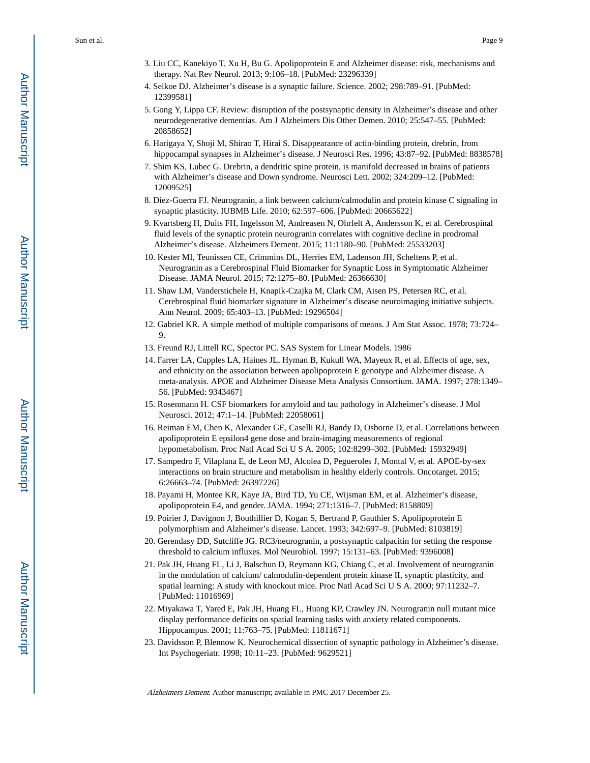3. Liu CC, Kanekiyo T, Xu H, Bu G. Apolipoprotein E and Alzheimer disease: risk, mechanisms and therapy. Nat Rev Neurol. 2013; 9:106–18. [PubMed: 23296339]
4. Selkoe DJ. Alzheimer's disease is a synaptic failure. Science. 2002; 298:789–91. [PubMed: 12399581]
5. Gong Y, Lippa CF. Review: disruption of the postsynaptic density in Alzheimer's disease and other neurodegenerative dementias. Am J Alzheimers Dis Other Demen. 2010; 25:547–55. [PubMed: 20858652]
6. Harigaya Y, Shoji M, Shirao T, Hirai S. Disappearance of actin-binding protein, drebrin, from hippocampal synapses in Alzheimer's disease. J Neurosci Res. 1996; 43:87–92. [PubMed: 8838578]
7. Shim KS, Lubec G. Drebrin, a dendritic spine protein, is manifold decreased in brains of patients with Alzheimer's disease and Down syndrome. Neurosci Lett. 2002; 324:209–12. [PubMed: 12009525]
8. Diez-Guerra FJ. Neurogranin, a link between calcium/calmodulin and protein kinase C signaling in synaptic plasticity. IUBMB Life. 2010; 62:597–606. [PubMed: 20665622]
9. Kvartsberg H, Duits FH, Ingelsson M, Andreasen N, Ohrfelt A, Andersson K, et al. Cerebrospinal fluid levels of the synaptic protein neurogranin correlates with cognitive decline in prodromal Alzheimer's disease. Alzheimers Dement. 2015; 11:1180–90. [PubMed: 25533203]
10. Kester MI, Teunissen CE, Crimmins DL, Herries EM, Ladenson JH, Scheltens P, et al. Neurogranin as a Cerebrospinal Fluid Biomarker for Synaptic Loss in Symptomatic Alzheimer Disease. JAMA Neurol. 2015; 72:1275–80. [PubMed: 26366630]
11. Shaw LM, Vanderstichele H, Knapik-Czajka M, Clark CM, Aisen PS, Petersen RC, et al. Cerebrospinal fluid biomarker signature in Alzheimer's disease neuroimaging initiative subjects. Ann Neurol. 2009; 65:403–13. [PubMed: 19296504]
12. Gabriel KR. A simple method of multiple comparisons of means. J Am Stat Assoc. 1978; 73:724–9.
13. Freund RJ, Littell RC, Spector PC. SAS System for Linear Models. 1986
14. Farrer LA, Cupples LA, Haines JL, Hyman B, Kukull WA, Mayeux R, et al. Effects of age, sex, and ethnicity on the association between apolipoprotein E genotype and Alzheimer disease. A meta-analysis. APOE and Alzheimer Disease Meta Analysis Consortium. JAMA. 1997; 278:1349–56. [PubMed: 9343467]
15. Rosenmann H. CSF biomarkers for amyloid and tau pathology in Alzheimer's disease. J Mol Neurosci. 2012; 47:1–14. [PubMed: 22058061]
16. Reiman EM, Chen K, Alexander GE, Caselli RJ, Bandy D, Osborne D, et al. Correlations between apolipoprotein E epsilon4 gene dose and brain-imaging measurements of regional hypometabolism. Proc Natl Acad Sci U S A. 2005; 102:8299–302. [PubMed: 15932949]
17. Sampedro F, Vilaplana E, de Leon MJ, Alcolea D, Pegueroles J, Montal V, et al. APOE-by-sex interactions on brain structure and metabolism in healthy elderly controls. Oncotarget. 2015; 6:26663–74. [PubMed: 26397226]
18. Payami H, Montee KR, Kaye JA, Bird TD, Yu CE, Wijsman EM, et al. Alzheimer's disease, apolipoprotein E4, and gender. JAMA. 1994; 271:1316–7. [PubMed: 8158809]
19. Poirier J, Davignon J, Bouthillier D, Kogan S, Bertrand P, Gauthier S. Apolipoprotein E polymorphism and Alzheimer's disease. Lancet. 1993; 342:697–9. [PubMed: 8103819]
20. Gerendasy DD, Sutcliffe JG. RC3/neurogranin, a postsynaptic calpacitin for setting the response threshold to calcium influxes. Mol Neurobiol. 1997; 15:131–63. [PubMed: 9396008]
21. Pak JH, Huang FL, Li J, Balschun D, Reymann KG, Chiang C, et al. Involvement of neurogranin in the modulation of calcium/ calmodulin-dependent protein kinase II, synaptic plasticity, and spatial learning: A study with knockout mice. Proc Natl Acad Sci U S A. 2000; 97:11232–7. [PubMed: 11016969]
22. Miyakawa T, Yared E, Pak JH, Huang FL, Huang KP, Crawley JN. Neurogranin null mutant mice display performance deficits on spatial learning tasks with anxiety related components. Hippocampus. 2001; 11:763–75. [PubMed: 11811671]
23. Davidsson P, Blennow K. Neurochemical dissection of synaptic pathology in Alzheimer's disease. Int Psychogeriatr. 1998; 10:11–23. [PubMed: 9629521]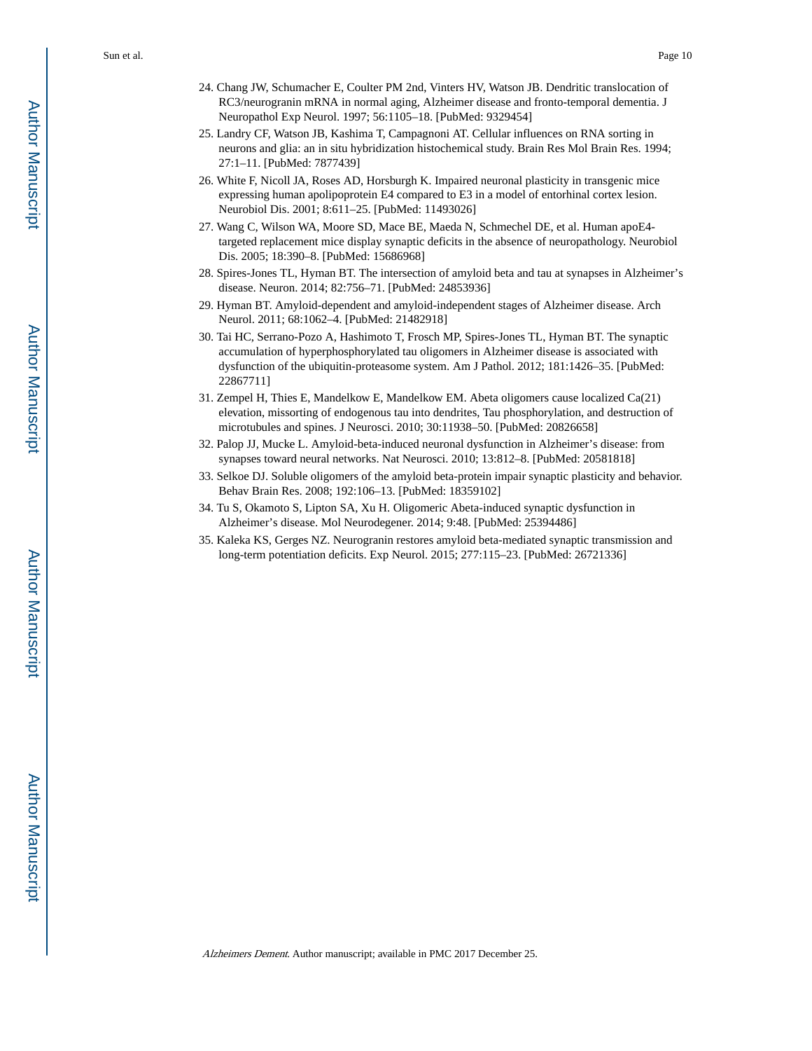24. Chang JW, Schumacher E, Coulter PM 2nd, Vinters HV, Watson JB. Dendritic translocation of RC3/neurogranin mRNA in normal aging, Alzheimer disease and fronto-temporal dementia. J Neuropathol Exp Neurol. 1997; 56:1105–18. [PubMed: 9329454]
25. Landry CF, Watson JB, Kashima T, Campagnoni AT. Cellular influences on RNA sorting in neurons and glia: an in situ hybridization histochemical study. Brain Res Mol Brain Res. 1994; 27:1–11. [PubMed: 7877439]
26. White F, Nicoll JA, Roses AD, Horsburgh K. Impaired neuronal plasticity in transgenic mice expressing human apolipoprotein E4 compared to E3 in a model of entorhinal cortex lesion. Neurobiol Dis. 2001; 8:611–25. [PubMed: 11493026]
27. Wang C, Wilson WA, Moore SD, Mace BE, Maeda N, Schmechel DE, et al. Human apoE4-targeted replacement mice display synaptic deficits in the absence of neuropathology. Neurobiol Dis. 2005; 18:390–8. [PubMed: 15686968]
28. Spires-Jones TL, Hyman BT. The intersection of amyloid beta and tau at synapses in Alzheimer's disease. Neuron. 2014; 82:756–71. [PubMed: 24853936]
29. Hyman BT. Amyloid-dependent and amyloid-independent stages of Alzheimer disease. Arch Neurol. 2011; 68:1062–4. [PubMed: 21482918]
30. Tai HC, Serrano-Pozo A, Hashimoto T, Frosch MP, Spires-Jones TL, Hyman BT. The synaptic accumulation of hyperphosphorylated tau oligomers in Alzheimer disease is associated with dysfunction of the ubiquitin-proteasome system. Am J Pathol. 2012; 181:1426–35. [PubMed: 22867711]
31. Zempel H, Thies E, Mandelkow E, Mandelkow EM. Abeta oligomers cause localized Ca(21) elevation, missorting of endogenous tau into dendrites, Tau phosphorylation, and destruction of microtubules and spines. J Neurosci. 2010; 30:11938–50. [PubMed: 20826658]
32. Palop JJ, Mucke L. Amyloid-beta-induced neuronal dysfunction in Alzheimer's disease: from synapses toward neural networks. Nat Neurosci. 2010; 13:812–8. [PubMed: 20581818]
33. Selkoe DJ. Soluble oligomers of the amyloid beta-protein impair synaptic plasticity and behavior. Behav Brain Res. 2008; 192:106–13. [PubMed: 18359102]
34. Tu S, Okamoto S, Lipton SA, Xu H. Oligomeric Abeta-induced synaptic dysfunction in Alzheimer's disease. Mol Neurodegener. 2014; 9:48. [PubMed: 25394486]
35. Kaleka KS, Gerges NZ. Neurogranin restores amyloid beta-mediated synaptic transmission and long-term potentiation deficits. Exp Neurol. 2015; 277:115–23. [PubMed: 26721336]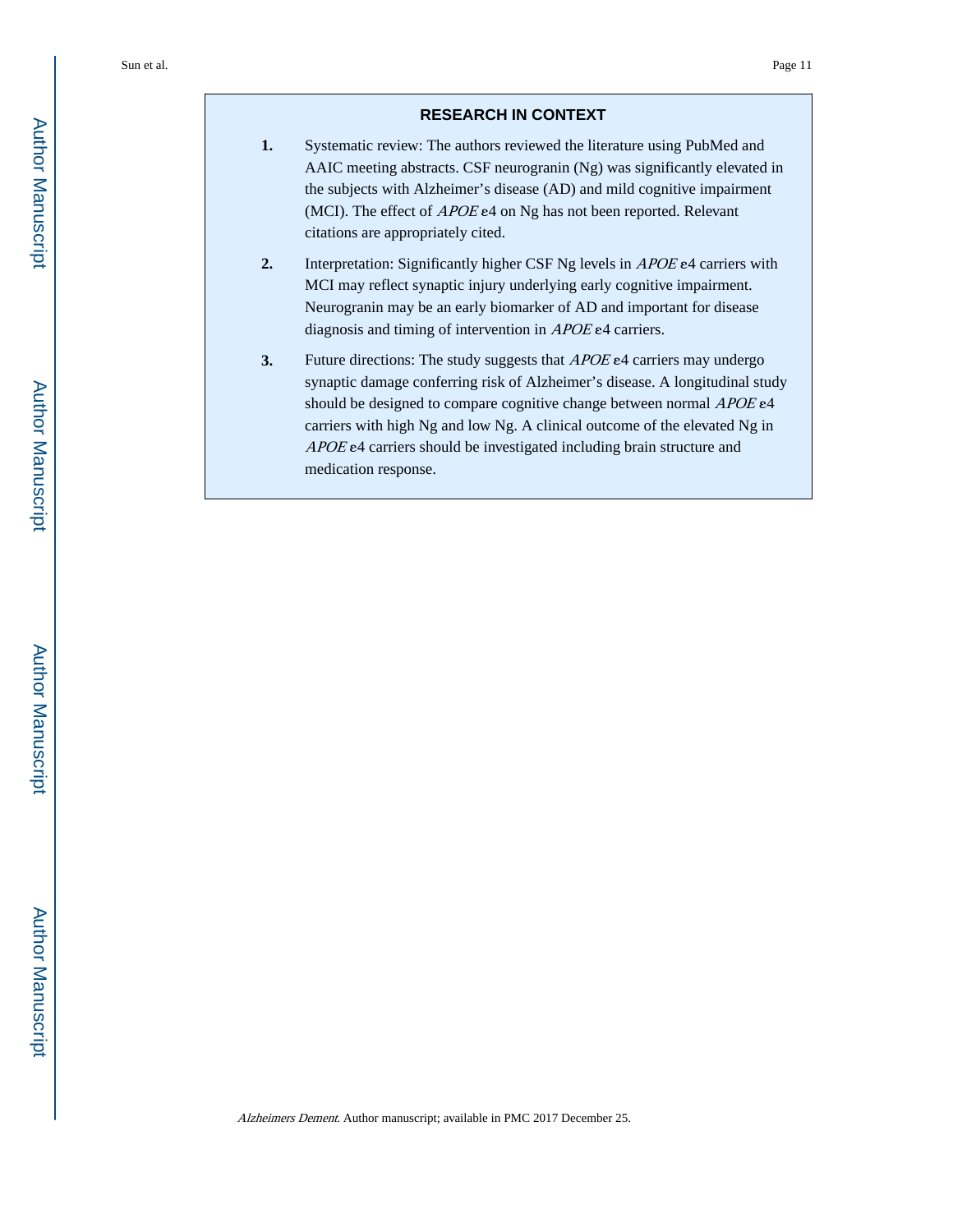## RESEARCH IN CONTEXT

1. Systematic review: The authors reviewed the literature using PubMed and AAIC meeting abstracts. CSF neurogranin (Ng) was significantly elevated in the subjects with Alzheimer's disease (AD) and mild cognitive impairment (MCI). The effect of *APOE* ε4 on Ng has not been reported. Relevant citations are appropriately cited.

2. Interpretation: Significantly higher CSF Ng levels in *APOE* ε4 carriers with MCI may reflect synaptic injury underlying early cognitive impairment. Neurogranin may be an early biomarker of AD and important for disease diagnosis and timing of intervention in *APOE* ε4 carriers.

3. Future directions: The study suggests that *APOE* ε4 carriers may undergo synaptic damage conferring risk of Alzheimer's disease. A longitudinal study should be designed to compare cognitive change between normal *APOE* ε4 carriers with high Ng and low Ng. A clinical outcome of the elevated Ng in *APOE* ε4 carriers should be investigated including brain structure and medication response.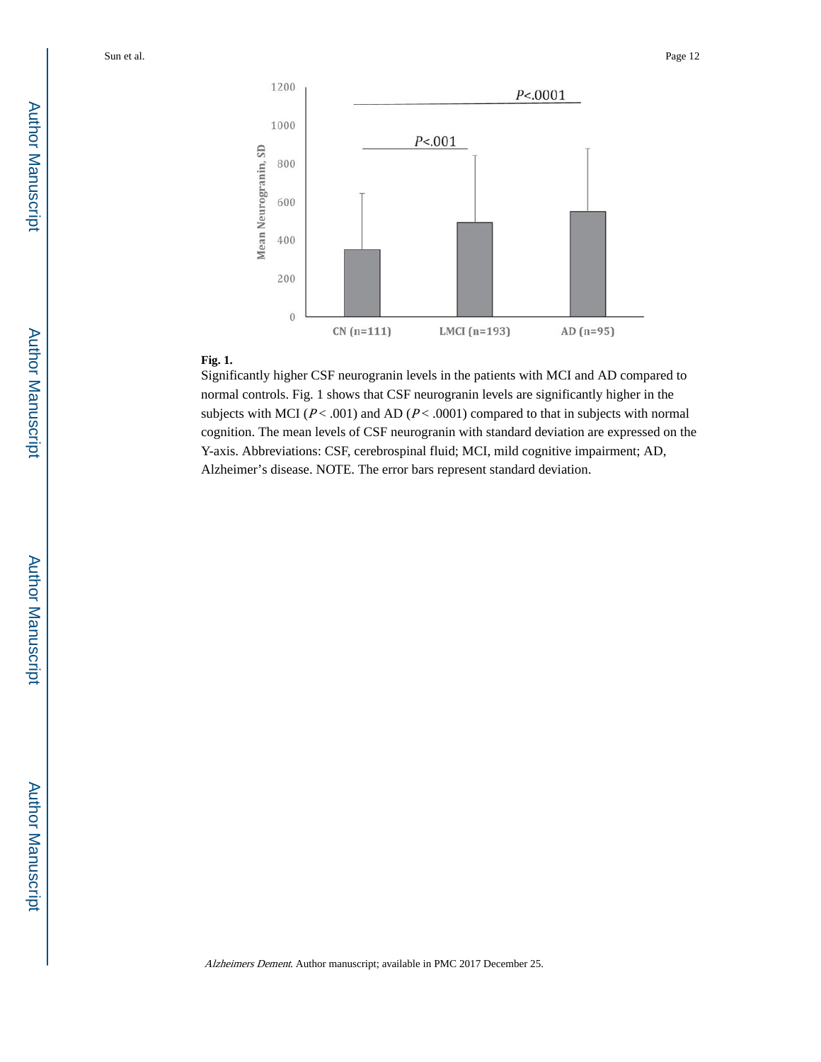**Fig. 1.**

Significantly higher CSF neurogranin levels in the patients with MCI and AD compared to normal controls. Fig. 1 shows that CSF neurogranin levels are significantly higher in the subjects with MCI ($P < .001$) and AD ($P < .0001$) compared to that in subjects with normal cognition. The mean levels of CSF neurogranin with standard deviation are expressed on the Y-axis. Abbreviations: CSF, cerebrospinal fluid; MCI, mild cognitive impairment; AD, Alzheimer's disease. NOTE. The error bars represent standard deviation.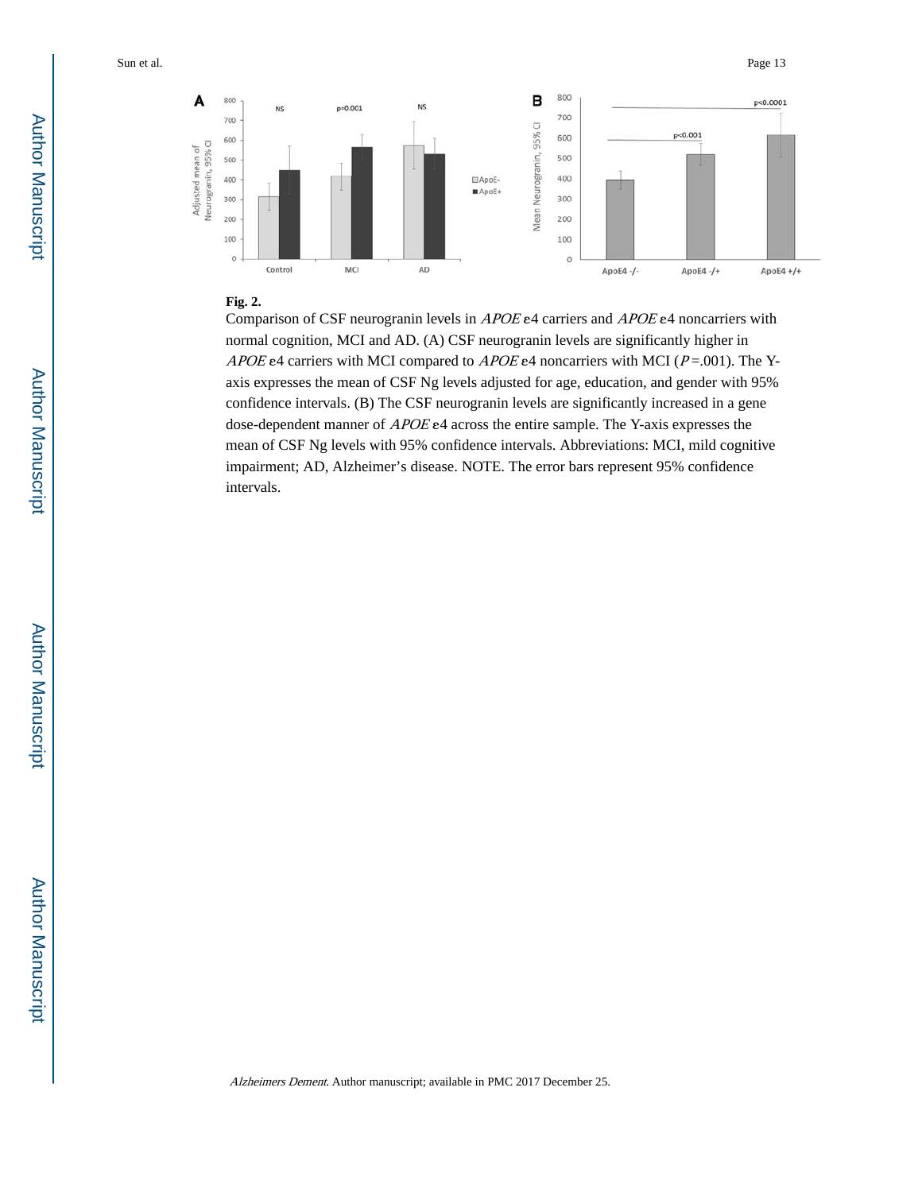**Fig. 2.**

Comparison of CSF neurogranin levels in *APOE* ε4 carriers and *APOE* ε4 noncarriers with normal cognition, MCI and AD. (A) CSF neurogranin levels are significantly higher in *APOE* ε4 carriers with MCI compared to *APOE* ε4 noncarriers with MCI ($P$ =.001). The Y-axis expresses the mean of CSF Ng levels adjusted for age, education, and gender with 95% confidence intervals. (B) The CSF neurogranin levels are significantly increased in a gene dose-dependent manner of *APOE* ε4 across the entire sample. The Y-axis expresses the mean of CSF Ng levels with 95% confidence intervals. Abbreviations: MCI, mild cognitive impairment; AD, Alzheimer's disease. NOTE. The error bars represent 95% confidence intervals.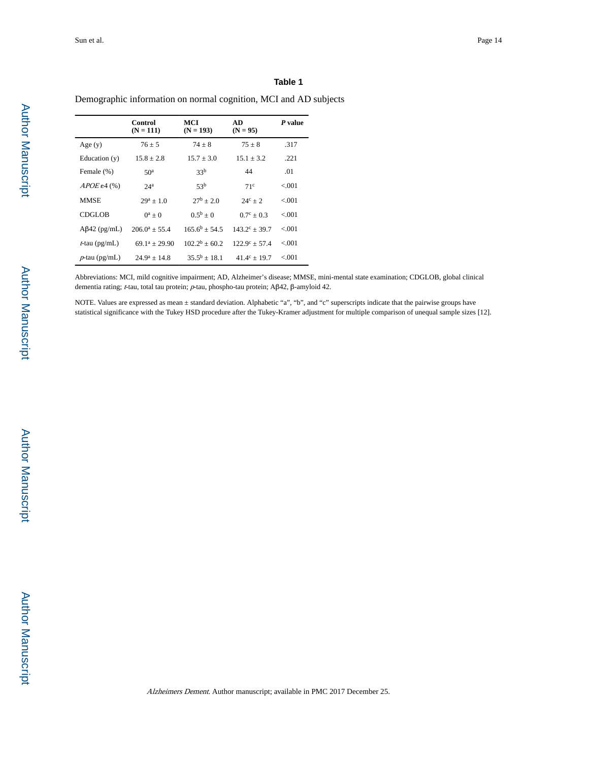## Table 1

Demographic information on normal cognition, MCI and AD subjects

| | **Control (N = 111)** | **MCI (N = 193)** | **AD (N = 95)** | ***P* value** |
|---|---|---|---|---|
| Age (y) | 76 ± 5 | 74 ± 8 | 75 ± 8 | .317 |
| Education (y) | 15.8 ± 2.8 | 15.7 ± 3.0 | 15.1 ± 3.2 | .221 |
| Female (%) | 50[a] | 33[b] | 44 | .01 |
| *APOE* ε4 (%) | 24[a] | 53[b] | 71[c] | <.001 |
| MMSE | 29[a] ± 1.0 | 27[b] ± 2.0 | 24[c] ± 2 | <.001 |
| CDGLOB | 0[a] ± 0 | 0.5[b] ± 0 | 0.7[c] ± 0.3 | <.001 |
| Aβ42 (pg/mL) | 206.0[a] ± 55.4 | 165.6[b] ± 54.5 | 143.2[c] ± 39.7 | <.001 |
| *t*-tau (pg/mL) | 69.1[a] ± 29.90 | 102.2[b] ± 60.2 | 122.9[c] ± 57.4 | <.001 |
| *p*-tau (pg/mL) | 24.9[a] ± 14.8 | 35.5[b] ± 18.1 | 41.4[c] ± 19.7 | <.001 |

Abbreviations: MCI, mild cognitive impairment; AD, Alzheimer's disease; MMSE, mini-mental state examination; CDGLOB, global clinical dementia rating; *t*-tau, total tau protein; *p*-tau, phospho-tau protein; Aβ42, β-amyloid 42.

NOTE. Values are expressed as mean ± standard deviation. Alphabetic "a", "b", and "c" superscripts indicate that the pairwise groups have statistical significance with the Tukey HSD procedure after the Tukey-Kramer adjustment for multiple comparison of unequal sample sizes [12].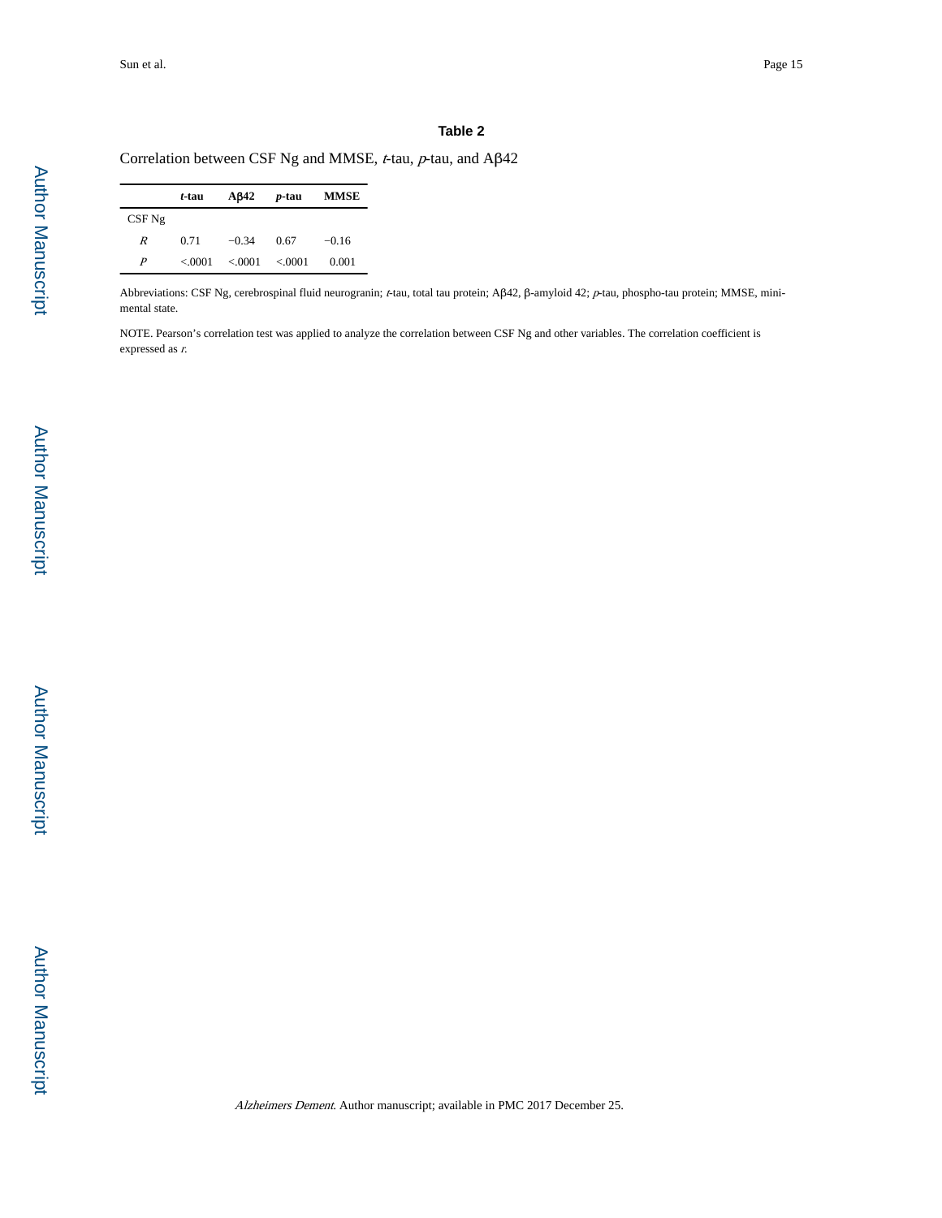**Table 2**

Correlation between CSF Ng and MMSE, *t*-tau, *p*-tau, and Aβ42

| | ***t*-tau** | **Aβ42** | ***p*-tau** | **MMSE** |
|---|---|---|---|---|
| CSF Ng | | | | |
| *R* | 0.71 | −0.34 | 0.67 | −0.16 |
| *P* | <.0001 | <.0001 | <.0001 | 0.001 |

Abbreviations: CSF Ng, cerebrospinal fluid neurogranin; *t*-tau, total tau protein; Aβ42, β-amyloid 42; *p*-tau, phospho-tau protein; MMSE, mini-mental state.

NOTE. Pearson's correlation test was applied to analyze the correlation between CSF Ng and other variables. The correlation coefficient is expressed as *r*.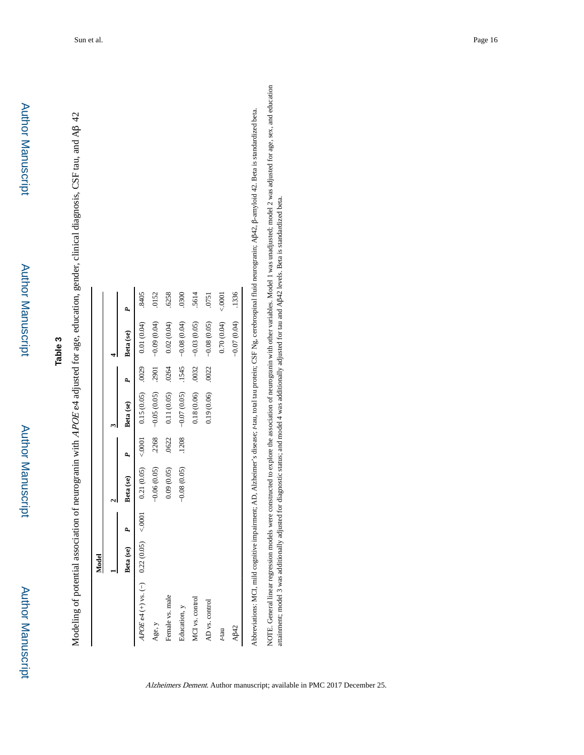**Table 3**

Modeling of potential association of neurogranin with *APOE* ε4 adjusted for age, education, gender, clinical diagnosis, CSF tau, and Aβ 42

| | Model | | | | | | | |
|---|---|---|---|---|---|---|---|---|
| | 1 | | 2 | | 3 | | 4 | |
| | Beta (se) | *P* | Beta (se) | *P* | Beta (se) | *P* | Beta (se) | *P* |
| *APOE* ε4 (+) vs. (−) | 0.22 (0.05) | <.0001 | 0.21 (0.05) | <.0001 | 0.15 (0.05) | .0029 | 0.01 (0.04) | .8405 |
| Age, y | | | −0.06 (0.05) | .2268 | −0.05 (0.05) | .2901 | −0.09 (0.04) | .0152 |
| Female vs. male | | | 0.09 (0.05) | .0622 | 0.11 (0.05) | .0264 | 0.02 (0.04) | .6258 |
| Education, y | | | −0.08 (0.05) | .1208 | −0.07 (0.05) | .1545 | −0.08 (0.04) | .0300 |
| MCI vs. control | | | | | 0.18 (0.06) | .0032 | −0.03 (0.05) | .5614 |
| AD vs. control | | | | | 0.19 (0.06) | .0022 | −0.08 (0.05) | .0751 |
| *t*-tau | | | | | | | 0.70 (0.04) | <.0001 |
| Aβ42 | | | | | | | −0.07 (0.04) | .1336 |

Abbreviations: MCI, mild cognitive impairment; AD, Alzheimer's disease; *t*-tau, total tau protein; CSF Ng, cerebrospinal fluid neurogranin; Aβ42, β-amyloid 42. Beta is standardized beta.

NOTE. General linear regression models were constructed to explore the association of neurogranin with other variables. Model 1 was unadjusted; model 2 was adjusted for age, sex, and education attainment; model 3 was additionally adjusted for diagnostic status; and model 4 was additionally adjusted for tau and Aβ42 levels. Beta is standardized beta.